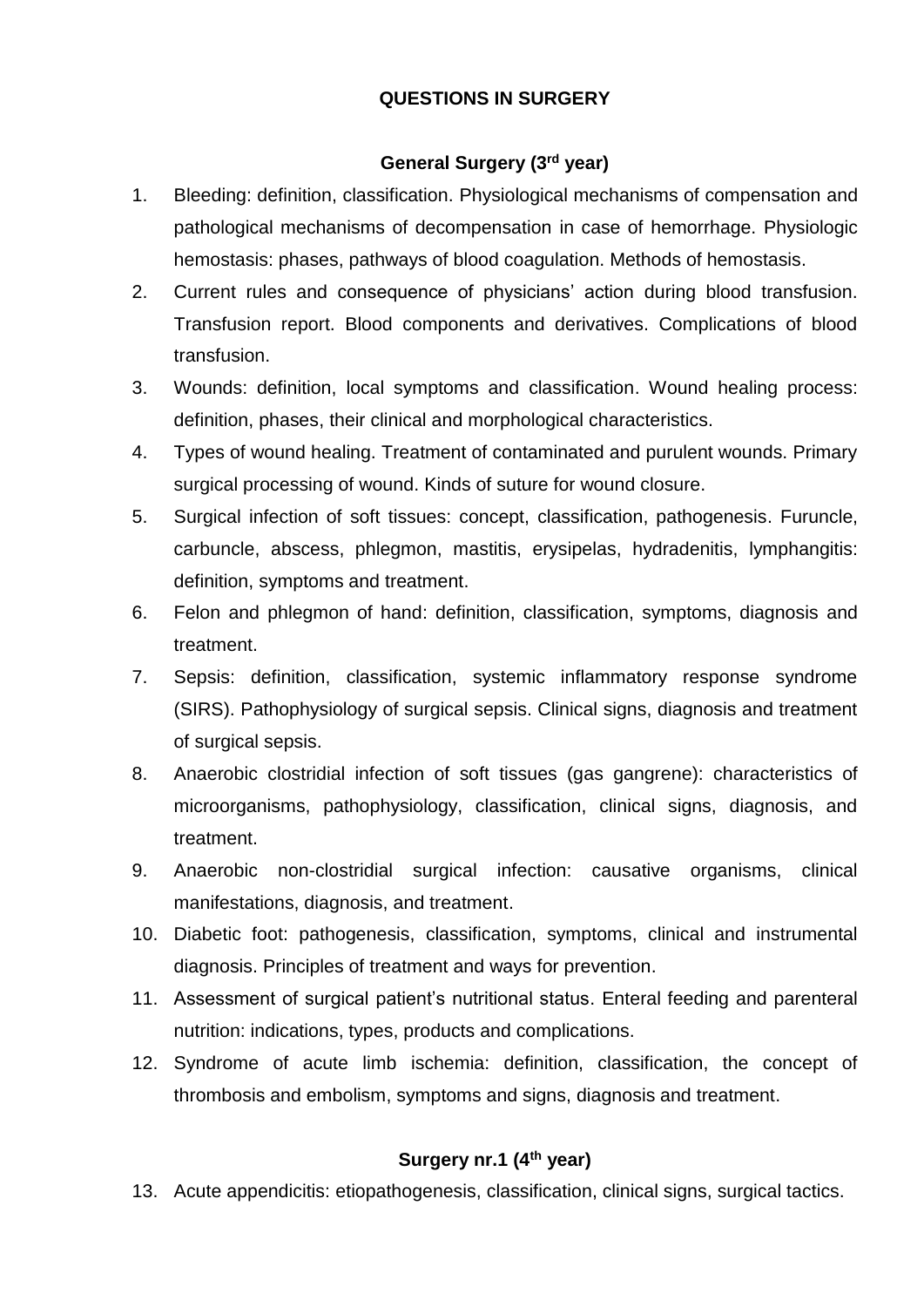# QUESTIONS IN SURGERY

## General Surgery (3rd year)

1. Bleeding: definition, classification. Physiological mechanisms of compensation and pathological mechanisms of decompensation in case of hemorrhage. Physiologic hemostasis: phases, pathways of blood coagulation. Methods of hemostasis.
2. Current rules and consequence of physicians' action during blood transfusion. Transfusion report. Blood components and derivatives. Complications of blood transfusion.
3. Wounds: definition, local symptoms and classification. Wound healing process: definition, phases, their clinical and morphological characteristics.
4. Types of wound healing. Treatment of contaminated and purulent wounds. Primary surgical processing of wound. Kinds of suture for wound closure.
5. Surgical infection of soft tissues: concept, classification, pathogenesis. Furuncle, carbuncle, abscess, phlegmon, mastitis, erysipelas, hydradenitis, lymphangitis: definition, symptoms and treatment.
6. Felon and phlegmon of hand: definition, classification, symptoms, diagnosis and treatment.
7. Sepsis: definition, classification, systemic inflammatory response syndrome (SIRS). Pathophysiology of surgical sepsis. Clinical signs, diagnosis and treatment of surgical sepsis.
8. Anaerobic clostridial infection of soft tissues (gas gangrene): characteristics of microorganisms, pathophysiology, classification, clinical signs, diagnosis, and treatment.
9. Anaerobic non-clostridial surgical infection: causative organisms, clinical manifestations, diagnosis, and treatment.
10. Diabetic foot: pathogenesis, classification, symptoms, clinical and instrumental diagnosis. Principles of treatment and ways for prevention.
11. Assessment of surgical patient's nutritional status. Enteral feeding and parenteral nutrition: indications, types, products and complications.
12. Syndrome of acute limb ischemia: definition, classification, the concept of thrombosis and embolism, symptoms and signs, diagnosis and treatment.

## Surgery nr.1 (4th year)

13. Acute appendicitis: etiopathogenesis, classification, clinical signs, surgical tactics.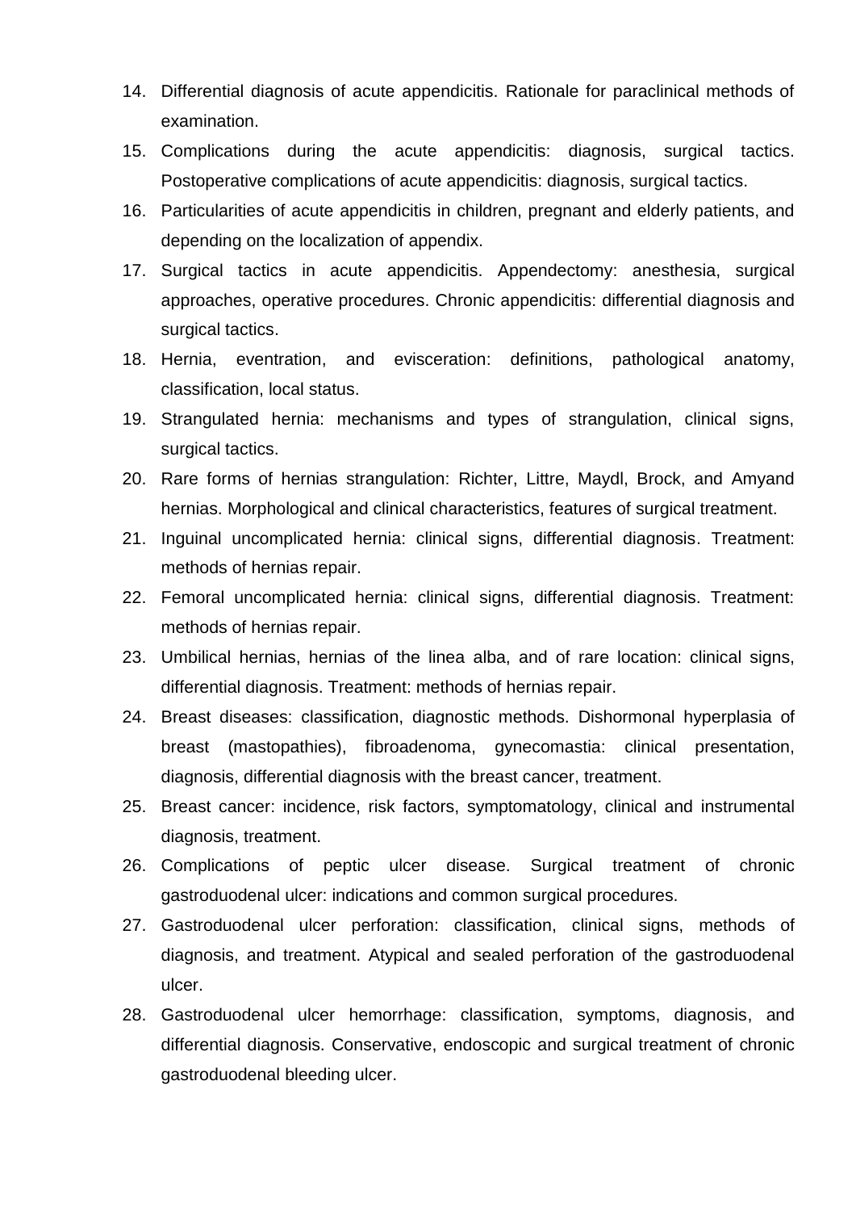14. Differential diagnosis of acute appendicitis. Rationale for paraclinical methods of examination.
15. Complications during the acute appendicitis: diagnosis, surgical tactics. Postoperative complications of acute appendicitis: diagnosis, surgical tactics.
16. Particularities of acute appendicitis in children, pregnant and elderly patients, and depending on the localization of appendix.
17. Surgical tactics in acute appendicitis. Appendectomy: anesthesia, surgical approaches, operative procedures. Chronic appendicitis: differential diagnosis and surgical tactics.
18. Hernia, eventration, and evisceration: definitions, pathological anatomy, classification, local status.
19. Strangulated hernia: mechanisms and types of strangulation, clinical signs, surgical tactics.
20. Rare forms of hernias strangulation: Richter, Littre, Maydl, Brock, and Amyand hernias. Morphological and clinical characteristics, features of surgical treatment.
21. Inguinal uncomplicated hernia: clinical signs, differential diagnosis. Treatment: methods of hernias repair.
22. Femoral uncomplicated hernia: clinical signs, differential diagnosis. Treatment: methods of hernias repair.
23. Umbilical hernias, hernias of the linea alba, and of rare location: clinical signs, differential diagnosis. Treatment: methods of hernias repair.
24. Breast diseases: classification, diagnostic methods. Dishormonal hyperplasia of breast (mastopathies), fibroadenoma, gynecomastia: clinical presentation, diagnosis, differential diagnosis with the breast cancer, treatment.
25. Breast cancer: incidence, risk factors, symptomatology, clinical and instrumental diagnosis, treatment.
26. Complications of peptic ulcer disease. Surgical treatment of chronic gastroduodenal ulcer: indications and common surgical procedures.
27. Gastroduodenal ulcer perforation: classification, clinical signs, methods of diagnosis, and treatment. Atypical and sealed perforation of the gastroduodenal ulcer.
28. Gastroduodenal ulcer hemorrhage: classification, symptoms, diagnosis, and differential diagnosis. Conservative, endoscopic and surgical treatment of chronic gastroduodenal bleeding ulcer.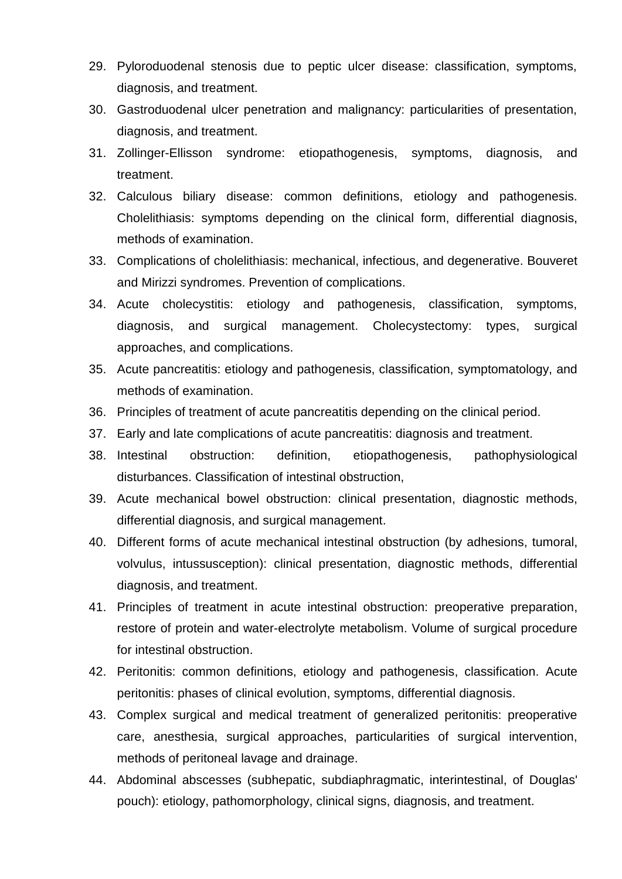29. Pyloroduodenal stenosis due to peptic ulcer disease: classification, symptoms, diagnosis, and treatment.
30. Gastroduodenal ulcer penetration and malignancy: particularities of presentation, diagnosis, and treatment.
31. Zollinger-Ellisson syndrome: etiopathogenesis, symptoms, diagnosis, and treatment.
32. Calculous biliary disease: common definitions, etiology and pathogenesis. Cholelithiasis: symptoms depending on the clinical form, differential diagnosis, methods of examination.
33. Complications of cholelithiasis: mechanical, infectious, and degenerative. Bouveret and Mirizzi syndromes. Prevention of complications.
34. Acute cholecystitis: etiology and pathogenesis, classification, symptoms, diagnosis, and surgical management. Cholecystectomy: types, surgical approaches, and complications.
35. Acute pancreatitis: etiology and pathogenesis, classification, symptomatology, and methods of examination.
36. Principles of treatment of acute pancreatitis depending on the clinical period.
37. Early and late complications of acute pancreatitis: diagnosis and treatment.
38. Intestinal obstruction: definition, etiopathogenesis, pathophysiological disturbances. Classification of intestinal obstruction,
39. Acute mechanical bowel obstruction: clinical presentation, diagnostic methods, differential diagnosis, and surgical management.
40. Different forms of acute mechanical intestinal obstruction (by adhesions, tumoral, volvulus, intussusception): clinical presentation, diagnostic methods, differential diagnosis, and treatment.
41. Principles of treatment in acute intestinal obstruction: preoperative preparation, restore of protein and water-electrolyte metabolism. Volume of surgical procedure for intestinal obstruction.
42. Peritonitis: common definitions, etiology and pathogenesis, classification. Acute peritonitis: phases of clinical evolution, symptoms, differential diagnosis.
43. Complex surgical and medical treatment of generalized peritonitis: preoperative care, anesthesia, surgical approaches, particularities of surgical intervention, methods of peritoneal lavage and drainage.
44. Abdominal abscesses (subhepatic, subdiaphragmatic, interintestinal, of Douglas' pouch): etiology, pathomorphology, clinical signs, diagnosis, and treatment.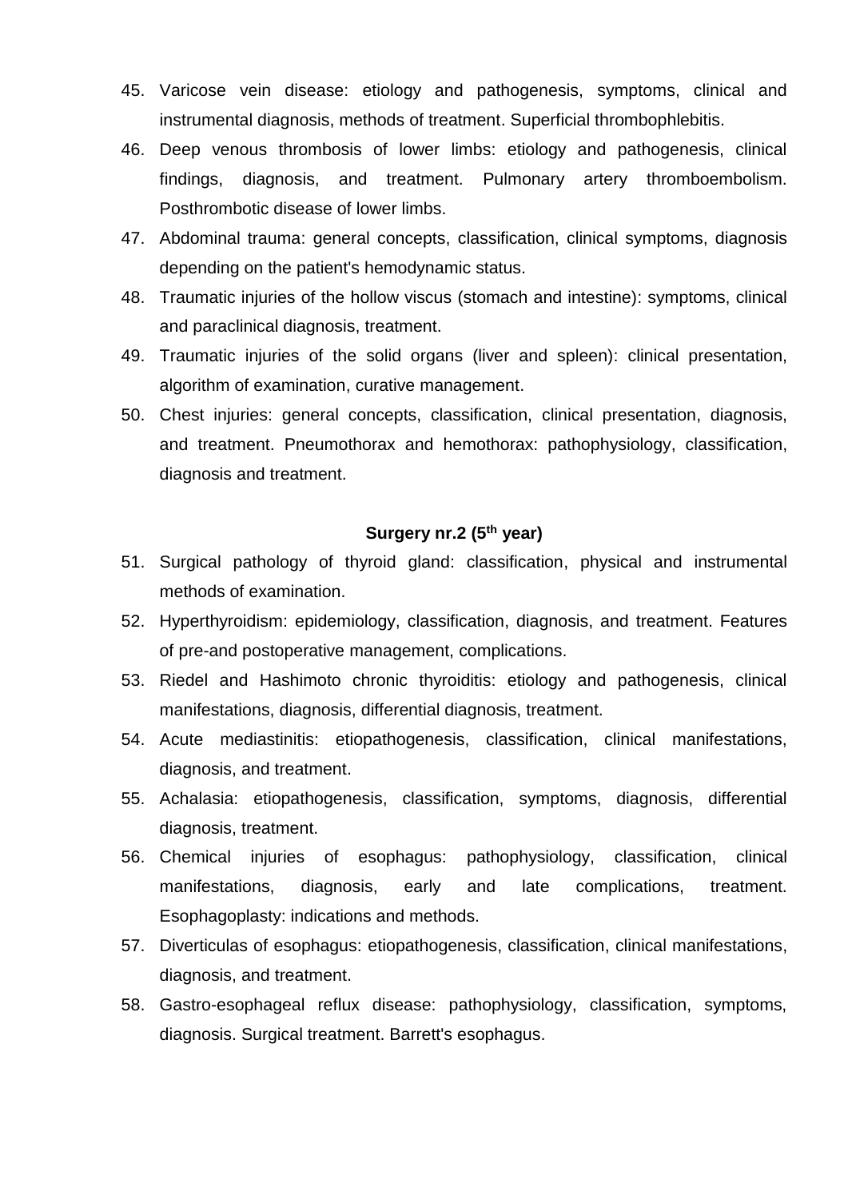45. Varicose vein disease: etiology and pathogenesis, symptoms, clinical and instrumental diagnosis, methods of treatment. Superficial thrombophlebitis.
46. Deep venous thrombosis of lower limbs: etiology and pathogenesis, clinical findings, diagnosis, and treatment. Pulmonary artery thromboembolism. Posthrombotic disease of lower limbs.
47. Abdominal trauma: general concepts, classification, clinical symptoms, diagnosis depending on the patient's hemodynamic status.
48. Traumatic injuries of the hollow viscus (stomach and intestine): symptoms, clinical and paraclinical diagnosis, treatment.
49. Traumatic injuries of the solid organs (liver and spleen): clinical presentation, algorithm of examination, curative management.
50. Chest injuries: general concepts, classification, clinical presentation, diagnosis, and treatment. Pneumothorax and hemothorax: pathophysiology, classification, diagnosis and treatment.

**Surgery nr.2 (5$^{th}$ year)**

51. Surgical pathology of thyroid gland: classification, physical and instrumental methods of examination.
52. Hyperthyroidism: epidemiology, classification, diagnosis, and treatment. Features of pre-and postoperative management, complications.
53. Riedel and Hashimoto chronic thyroiditis: etiology and pathogenesis, clinical manifestations, diagnosis, differential diagnosis, treatment.
54. Acute mediastinitis: etiopathogenesis, classification, clinical manifestations, diagnosis, and treatment.
55. Achalasia: etiopathogenesis, classification, symptoms, diagnosis, differential diagnosis, treatment.
56. Chemical injuries of esophagus: pathophysiology, classification, clinical manifestations, diagnosis, early and late complications, treatment. Esophagoplasty: indications and methods.
57. Diverticulas of esophagus: etiopathogenesis, classification, clinical manifestations, diagnosis, and treatment.
58. Gastro-esophageal reflux disease: pathophysiology, classification, symptoms, diagnosis. Surgical treatment. Barrett's esophagus.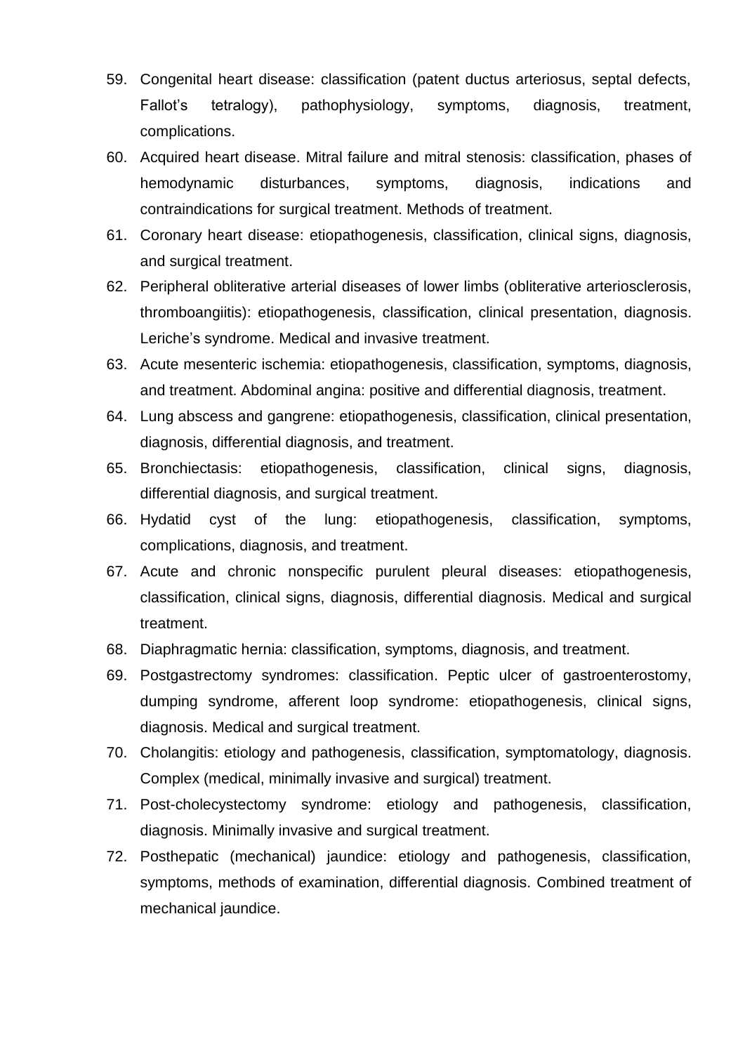59. Congenital heart disease: classification (patent ductus arteriosus, septal defects, Fallot’s tetralogy), pathophysiology, symptoms, diagnosis, treatment, complications.
60. Acquired heart disease. Mitral failure and mitral stenosis: classification, phases of hemodynamic disturbances, symptoms, diagnosis, indications and contraindications for surgical treatment. Methods of treatment.
61. Coronary heart disease: etiopathogenesis, classification, clinical signs, diagnosis, and surgical treatment.
62. Peripheral obliterative arterial diseases of lower limbs (obliterative arteriosclerosis, thromboangiitis): etiopathogenesis, classification, clinical presentation, diagnosis. Leriche’s syndrome. Medical and invasive treatment.
63. Acute mesenteric ischemia: etiopathogenesis, classification, symptoms, diagnosis, and treatment. Abdominal angina: positive and differential diagnosis, treatment.
64. Lung abscess and gangrene: etiopathogenesis, classification, clinical presentation, diagnosis, differential diagnosis, and treatment.
65. Bronchiectasis: etiopathogenesis, classification, clinical signs, diagnosis, differential diagnosis, and surgical treatment.
66. Hydatid cyst of the lung: etiopathogenesis, classification, symptoms, complications, diagnosis, and treatment.
67. Acute and chronic nonspecific purulent pleural diseases: etiopathogenesis, classification, clinical signs, diagnosis, differential diagnosis. Medical and surgical treatment.
68. Diaphragmatic hernia: classification, symptoms, diagnosis, and treatment.
69. Postgastrectomy syndromes: classification. Peptic ulcer of gastroenterostomy, dumping syndrome, afferent loop syndrome: etiopathogenesis, clinical signs, diagnosis. Medical and surgical treatment.
70. Cholangitis: etiology and pathogenesis, classification, symptomatology, diagnosis. Complex (medical, minimally invasive and surgical) treatment.
71. Post-cholecystectomy syndrome: etiology and pathogenesis, classification, diagnosis. Minimally invasive and surgical treatment.
72. Posthepatic (mechanical) jaundice: etiology and pathogenesis, classification, symptoms, methods of examination, differential diagnosis. Combined treatment of mechanical jaundice.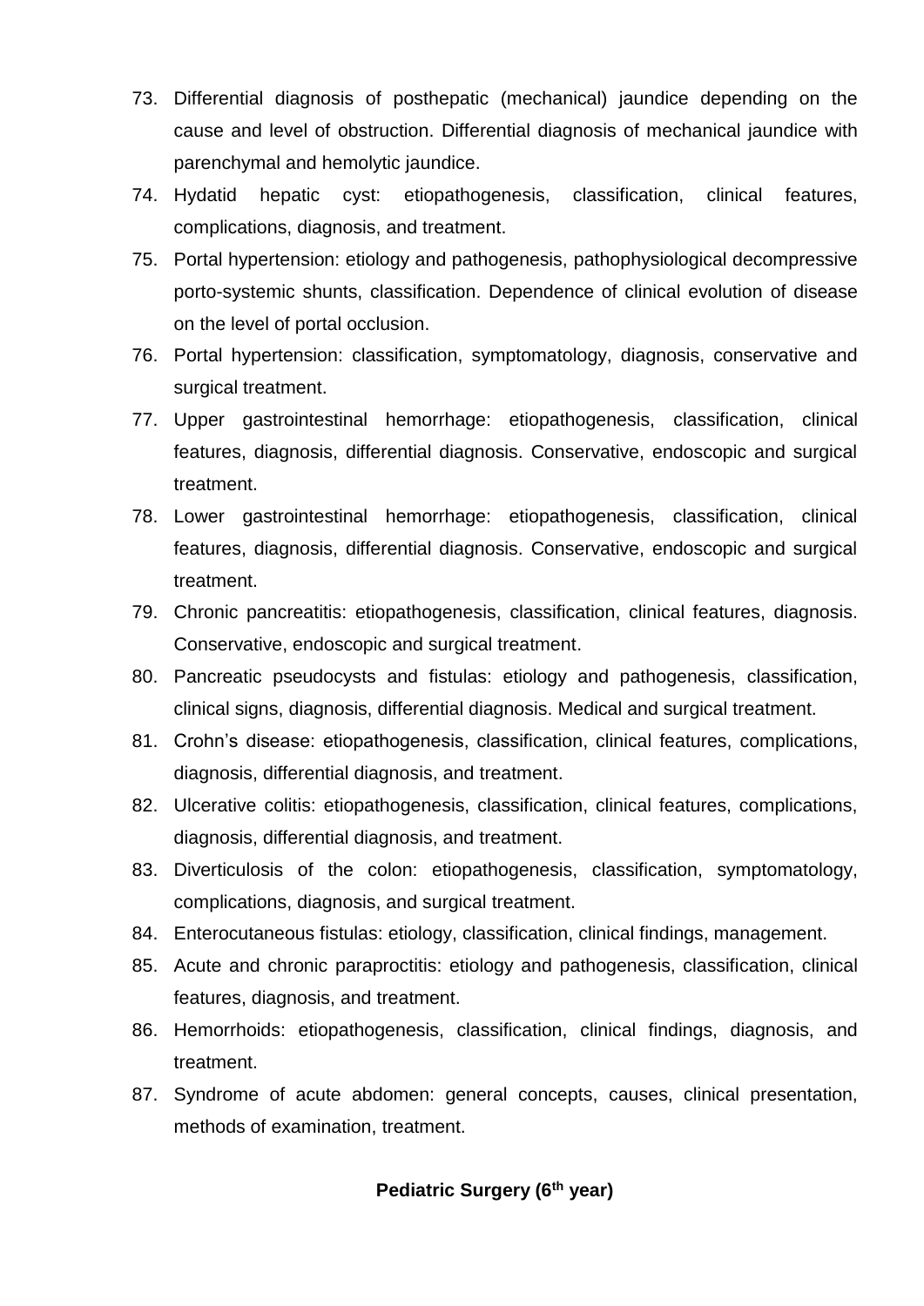73. Differential diagnosis of posthepatic (mechanical) jaundice depending on the cause and level of obstruction. Differential diagnosis of mechanical jaundice with parenchymal and hemolytic jaundice.
74. Hydatid hepatic cyst: etiopathogenesis, classification, clinical features, complications, diagnosis, and treatment.
75. Portal hypertension: etiology and pathogenesis, pathophysiological decompressive porto-systemic shunts, classification. Dependence of clinical evolution of disease on the level of portal occlusion.
76. Portal hypertension: classification, symptomatology, diagnosis, conservative and surgical treatment.
77. Upper gastrointestinal hemorrhage: etiopathogenesis, classification, clinical features, diagnosis, differential diagnosis. Conservative, endoscopic and surgical treatment.
78. Lower gastrointestinal hemorrhage: etiopathogenesis, classification, clinical features, diagnosis, differential diagnosis. Conservative, endoscopic and surgical treatment.
79. Chronic pancreatitis: etiopathogenesis, classification, clinical features, diagnosis. Conservative, endoscopic and surgical treatment.
80. Pancreatic pseudocysts and fistulas: etiology and pathogenesis, classification, clinical signs, diagnosis, differential diagnosis. Medical and surgical treatment.
81. Crohn's disease: etiopathogenesis, classification, clinical features, complications, diagnosis, differential diagnosis, and treatment.
82. Ulcerative colitis: etiopathogenesis, classification, clinical features, complications, diagnosis, differential diagnosis, and treatment.
83. Diverticulosis of the colon: etiopathogenesis, classification, symptomatology, complications, diagnosis, and surgical treatment.
84. Enterocutaneous fistulas: etiology, classification, clinical findings, management.
85. Acute and chronic paraproctitis: etiology and pathogenesis, classification, clinical features, diagnosis, and treatment.
86. Hemorrhoids: etiopathogenesis, classification, clinical findings, diagnosis, and treatment.
87. Syndrome of acute abdomen: general concepts, causes, clinical presentation, methods of examination, treatment.

## Pediatric Surgery (6th year)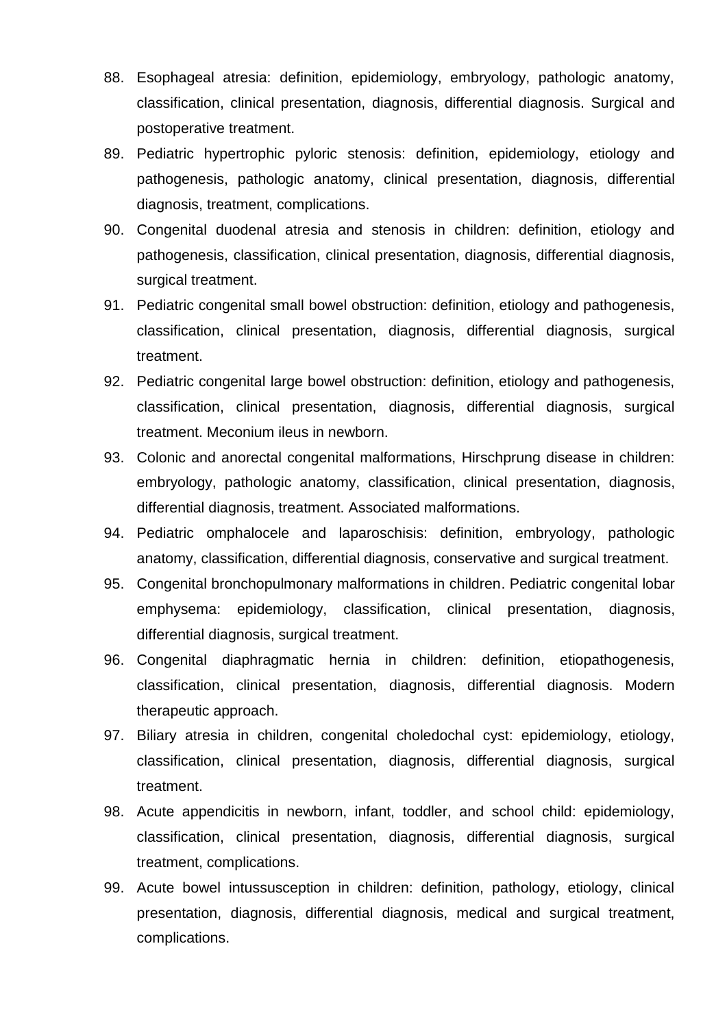88. Esophageal atresia: definition, epidemiology, embryology, pathologic anatomy, classification, clinical presentation, diagnosis, differential diagnosis. Surgical and postoperative treatment.
89. Pediatric hypertrophic pyloric stenosis: definition, epidemiology, etiology and pathogenesis, pathologic anatomy, clinical presentation, diagnosis, differential diagnosis, treatment, complications.
90. Congenital duodenal atresia and stenosis in children: definition, etiology and pathogenesis, classification, clinical presentation, diagnosis, differential diagnosis, surgical treatment.
91. Pediatric congenital small bowel obstruction: definition, etiology and pathogenesis, classification, clinical presentation, diagnosis, differential diagnosis, surgical treatment.
92. Pediatric congenital large bowel obstruction: definition, etiology and pathogenesis, classification, clinical presentation, diagnosis, differential diagnosis, surgical treatment. Meconium ileus in newborn.
93. Colonic and anorectal congenital malformations, Hirschprung disease in children: embryology, pathologic anatomy, classification, clinical presentation, diagnosis, differential diagnosis, treatment. Associated malformations.
94. Pediatric omphalocele and laparoschisis: definition, embryology, pathologic anatomy, classification, differential diagnosis, conservative and surgical treatment.
95. Congenital bronchopulmonary malformations in children. Pediatric congenital lobar emphysema: epidemiology, classification, clinical presentation, diagnosis, differential diagnosis, surgical treatment.
96. Congenital diaphragmatic hernia in children: definition, etiopathogenesis, classification, clinical presentation, diagnosis, differential diagnosis. Modern therapeutic approach.
97. Biliary atresia in children, congenital choledochal cyst: epidemiology, etiology, classification, clinical presentation, diagnosis, differential diagnosis, surgical treatment.
98. Acute appendicitis in newborn, infant, toddler, and school child: epidemiology, classification, clinical presentation, diagnosis, differential diagnosis, surgical treatment, complications.
99. Acute bowel intussusception in children: definition, pathology, etiology, clinical presentation, diagnosis, differential diagnosis, medical and surgical treatment, complications.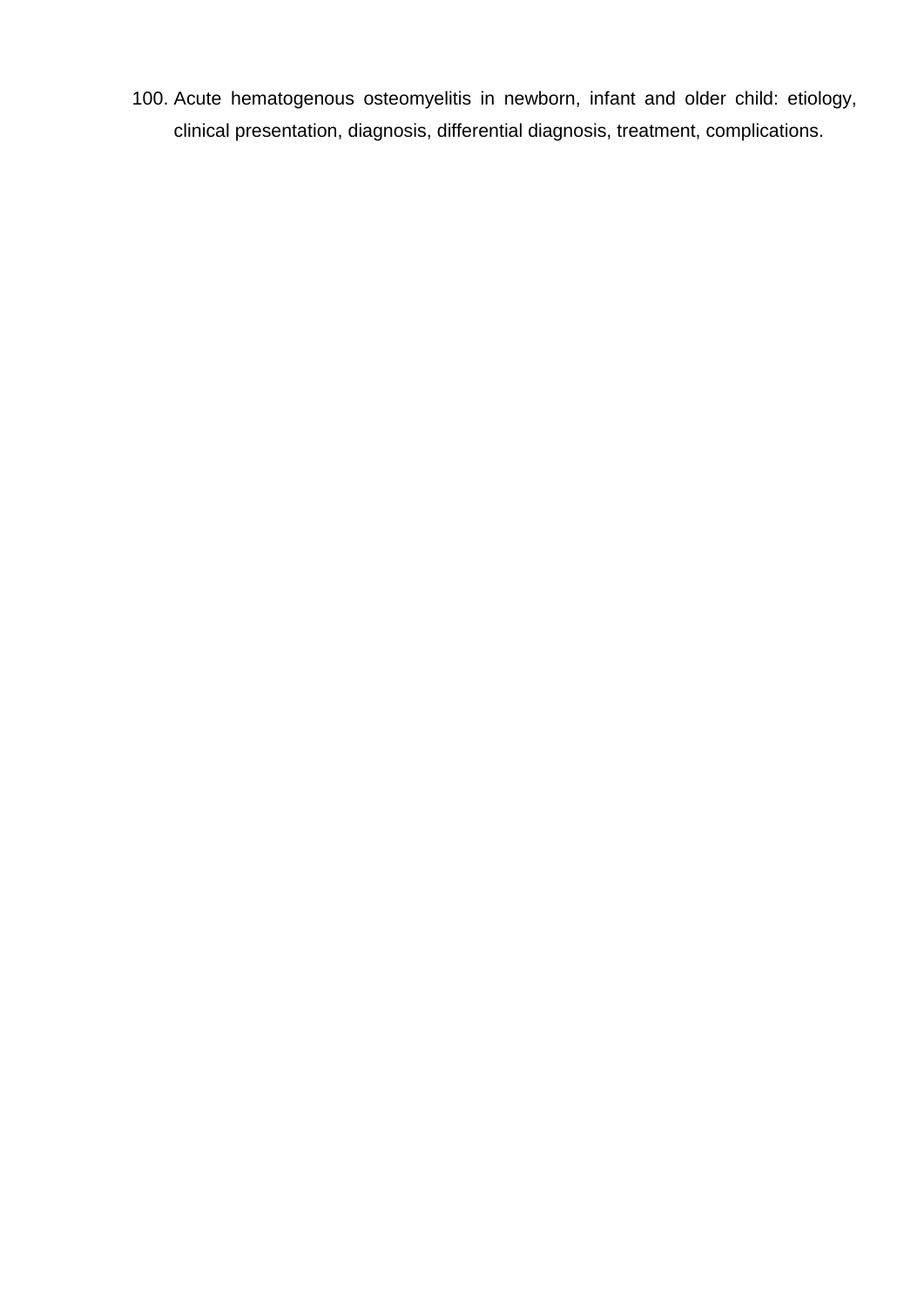100. Acute hematogenous osteomyelitis in newborn, infant and older child: etiology, clinical presentation, diagnosis, differential diagnosis, treatment, complications.